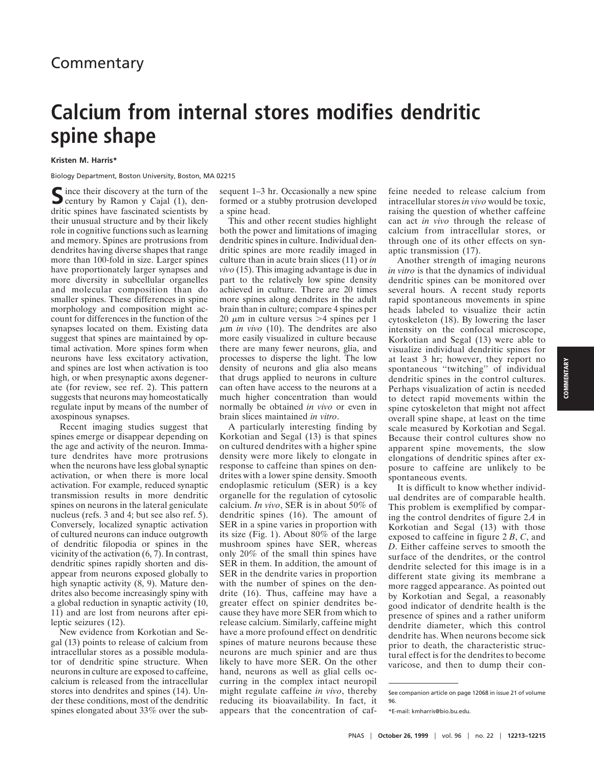# Commentary

# Calcium from internal stores modifies dendritic spine shape

**Kristen M. Harris***

Biology Department, Boston University, Boston, MA 02215

Since their discovery at the turn of the century by Ramon y Cajal (1), dendritic spines have fascinated scientists by their unusual structure and by their likely role in cognitive functions such as learning and memory. Spines are protrusions from dendrites having diverse shapes that range more than 100-fold in size. Larger spines have proportionately larger synapses and more diversity in subcellular organelles and molecular composition than do smaller spines. These differences in spine morphology and composition might account for differences in the function of the synapses located on them. Existing data suggest that spines are maintained by optimal activation. More spines form when neurons have less excitatory activation, and spines are lost when activation is too high, or when presynaptic axons degenerate (for review, see ref. 2). This pattern suggests that neurons may homeostatically regulate input by means of the number of axospinous synapses.

Recent imaging studies suggest that spines emerge or disappear depending on the age and activity of the neuron. Immature dendrites have more protrusions when the neurons have less global synaptic activation, or when there is more local activation. For example, reduced synaptic transmission results in more dendritic spines on neurons in the lateral geniculate nucleus (refs. 3 and 4; but see also ref. 5). Conversely, localized synaptic activation of cultured neurons can induce outgrowth of dendritic filopodia or spines in the vicinity of the activation (6, 7). In contrast, dendritic spines rapidly shorten and disappear from neurons exposed globally to high synaptic activity (8, 9). Mature dendrites also become increasingly spiny with a global reduction in synaptic activity (10, 11) and are lost from neurons after epileptic seizures (12).

New evidence from Korkotian and Segal (13) points to release of calcium from intracellular stores as a possible modulator of dendritic spine structure. When neurons in culture are exposed to caffeine, calcium is released from the intracellular stores into dendrites and spines (14). Under these conditions, most of the dendritic spines elongated about 33% over the subsequent 1–3 hr. Occasionally a new spine formed or a stubby protrusion developed a spine head.

This and other recent studies highlight both the power and limitations of imaging dendritic spines in culture. Individual dendritic spines are more readily imaged in culture than in acute brain slices (11) or *in vivo* (15). This imaging advantage is due in part to the relatively low spine density achieved in culture. There are 20 times more spines along dendrites in the adult brain than in culture; compare 4 spines per 20 $\mu$m in culture versus >4 spines per 1 $\mu$m *in vivo* (10). The dendrites are also more easily visualized in culture because there are many fewer neurons, glia, and processes to disperse the light. The low density of neurons and glia also means that drugs applied to neurons in culture can often have access to the neurons at a much higher concentration than would normally be obtained *in vivo* or even in brain slices maintained *in vitro*.

A particularly interesting finding by Korkotian and Segal (13) is that spines on cultured dendrites with a higher spine density were more likely to elongate in response to caffeine than spines on dendrites with a lower spine density. Smooth endoplasmic reticulum (SER) is a key organelle for the regulation of cytosolic calcium. *In vivo*, SER is in about 50% of dendritic spines (16). The amount of SER in a spine varies in proportion with its size (Fig. 1). About 80% of the large mushroom spines have SER, whereas only 20% of the small thin spines have SER in them. In addition, the amount of SER in the dendrite varies in proportion with the number of spines on the dendrite (16). Thus, caffeine may have a greater effect on spinier dendrites because they have more SER from which to release calcium. Similarly, caffeine might have a more profound effect on dendritic spines of mature neurons because these neurons are much spinier and are thus likely to have more SER. On the other hand, neurons as well as glial cells occurring in the complex intact neuropil might regulate caffeine *in vivo*, thereby reducing its bioavailability. In fact, it appears that the concentration of caffeine needed to release calcium from intracellular stores *in vivo* would be toxic, raising the question of whether caffeine can act *in vivo* through the release of calcium from intracellular stores, or through one of its other effects on synaptic transmission (17).

Another strength of imaging neurons *in vitro* is that the dynamics of individual dendritic spines can be monitored over several hours. A recent study reports rapid spontaneous movements in spine heads labeled to visualize their actin cytoskeleton (18). By lowering the laser intensity on the confocal microscope, Korkotian and Segal (13) were able to visualize individual dendritic spines for at least 3 hr; however, they report no spontaneous "twitching" of individual dendritic spines in the control cultures. Perhaps visualization of actin is needed to detect rapid movements within the spine cytoskeleton that might not affect overall spine shape, at least on the time scale measured by Korkotian and Segal. Because their control cultures show no apparent spine movements, the slow elongations of dendritic spines after exposure to caffeine are unlikely to be spontaneous events.

It is difficult to know whether individual dendrites are of comparable health. This problem is exemplified by comparing the control dendrites of figure 2*A* in Korkotian and Segal (13) with those exposed to caffeine in figure 2 *B*, *C*, and *D*. Either caffeine serves to smooth the surface of the dendrites, or the control dendrite selected for this image is in a different state giving its membrane a more ragged appearance. As pointed out by Korkotian and Segal, a reasonably good indicator of dendrite health is the presence of spines and a rather uniform dendrite diameter, which this control dendrite has. When neurons become sick prior to death, the characteristic structural effect is for the dendrites to become varicose, and then to dump their con-

See companion article on page 12068 in issue 21 of volume 96.

*E-mail: kmharris@bio.bu.edu.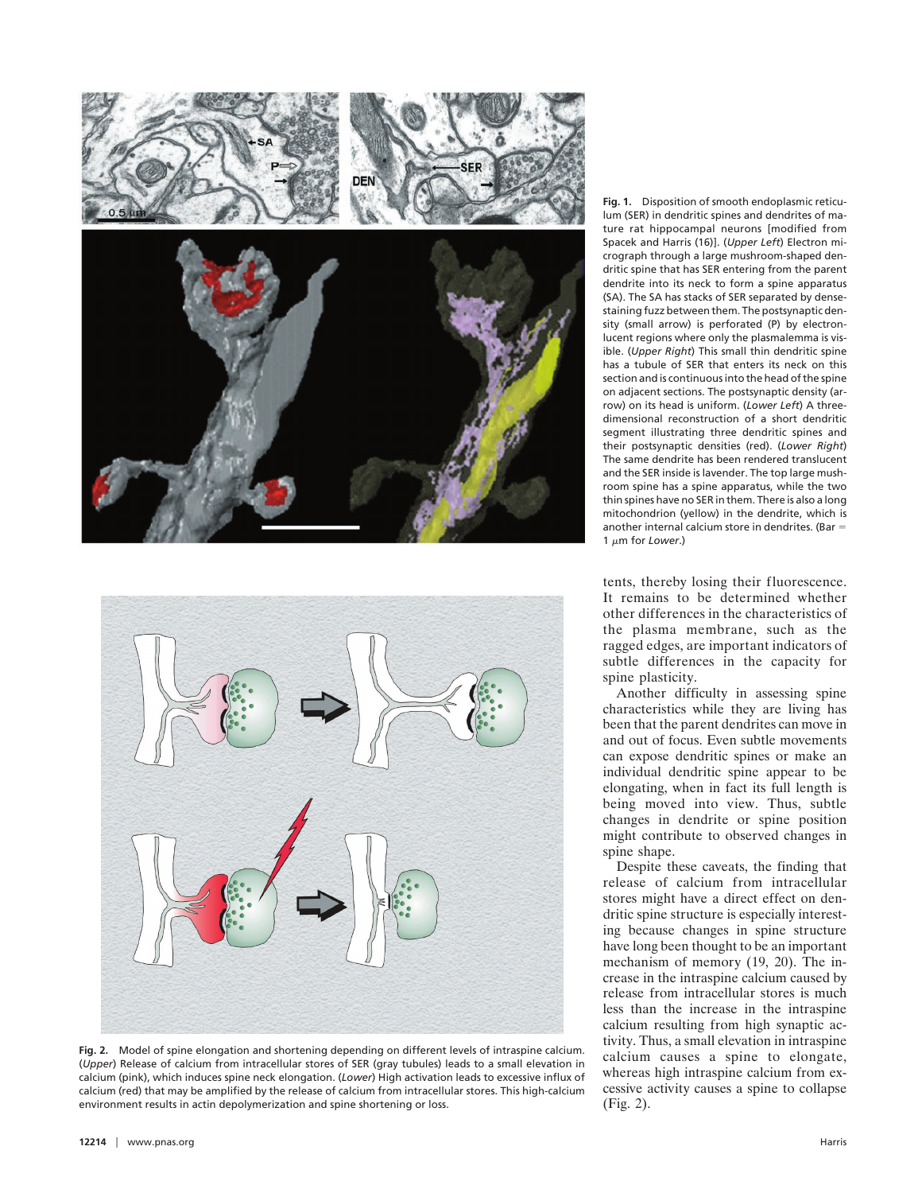**Fig. 1.** Disposition of smooth endoplasmic reticulum (SER) in dendritic spines and dendrites of mature rat hippocampal neurons [modified from Spacek and Harris (16)]. (*Upper Left*) Electron micrograph through a large mushroom-shaped dendritic spine that has SER entering from the parent dendrite into its neck to form a spine apparatus (SA). The SA has stacks of SER separated by dense-staining fuzz between them. The postsynaptic density (small arrow) is perforated (P) by electron-lucent regions where only the plasmalemma is visible. (*Upper Right*) This small thin dendritic spine has a tubule of SER that enters its neck on this section and is continuous into the head of the spine on adjacent sections. The postsynaptic density (arrow) on its head is uniform. (*Lower Left*) A three-dimensional reconstruction of a short dendritic segment illustrating three dendritic spines and their postsynaptic densities (red). (*Lower Right*) The same dendrite has been rendered translucent and the SER inside is lavender. The top large mushroom spine has a spine apparatus, while the two thin spines have no SER in them. There is also a long mitochondrion (yellow) in the dendrite, which is another internal calcium store in dendrites. (Bar = 1 μm for *Lower*.)

tents, thereby losing their fluorescence. It remains to be determined whether other differences in the characteristics of the plasma membrane, such as the ragged edges, are important indicators of subtle differences in the capacity for spine plasticity.

Another difficulty in assessing spine characteristics while they are living has been that the parent dendrites can move in and out of focus. Even subtle movements can expose dendritic spines or make an individual dendritic spine appear to be elongating, when in fact its full length is being moved into view. Thus, subtle changes in dendrite or spine position might contribute to observed changes in spine shape.

Despite these caveats, the finding that release of calcium from intracellular stores might have a direct effect on dendritic spine structure is especially interesting because changes in spine structure have long been thought to be an important mechanism of memory (19, 20). The increase in the intraspine calcium caused by release from intracellular stores is much less than the increase in the intraspine calcium resulting from high synaptic activity. Thus, a small elevation in intraspine calcium causes a spine to elongate, whereas high intraspine calcium from excessive activity causes a spine to collapse (Fig. 2).

**Fig. 2.** Model of spine elongation and shortening depending on different levels of intraspine calcium. (*Upper*) Release of calcium from intracellular stores of SER (gray tubules) leads to a small elevation in calcium (pink), which induces spine neck elongation. (*Lower*) High activation leads to excessive influx of calcium (red) that may be amplified by the release of calcium from intracellular stores. This high-calcium environment results in actin depolymerization and spine shortening or loss.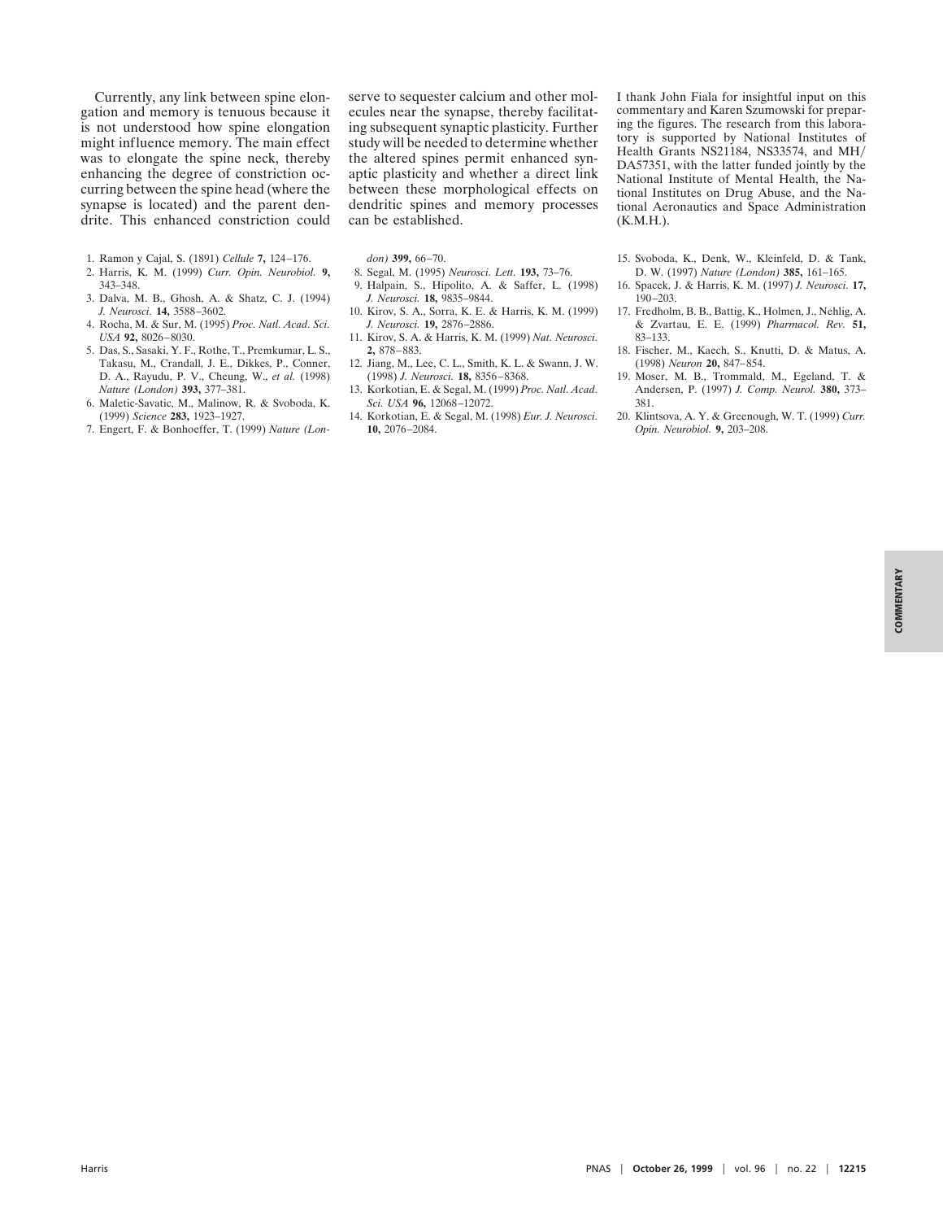Currently, any link between spine elongation and memory is tenuous because it is not understood how spine elongation might influence memory. The main effect was to elongate the spine neck, thereby enhancing the degree of constriction occurring between the spine head (where the synapse is located) and the parent dendrite. This enhanced constriction could serve to sequester calcium and other molecules near the synapse, thereby facilitating subsequent synaptic plasticity. Further study will be needed to determine whether the altered spines permit enhanced synaptic plasticity and whether a direct link between these morphological effects on dendritic spines and memory processes can be established.

I thank John Fiala for insightful input on this commentary and Karen Szumowski for preparing the figures. The research from this laboratory is supported by National Institutes of Health Grants NS21184, NS33574, and MH/DA57351, with the latter funded jointly by the National Institute of Mental Health, the National Institutes on Drug Abuse, and the National Aeronautics and Space Administration (K.M.H.).

1. Ramon y Cajal, S. (1891) *Cellule* **7,** 124–176.
2. Harris, K. M. (1999) *Curr. Opin. Neurobiol.* **9,** 343–348.
3. Dalva, M. B., Ghosh, A. & Shatz, C. J. (1994) *J. Neurosci.* **14,** 3588–3602.
4. Rocha, M. & Sur, M. (1995) *Proc. Natl. Acad. Sci. USA* **92,** 8026–8030.
5. Das, S., Sasaki, Y. F., Rothe, T., Premkumar, L. S., Takasu, M., Crandall, J. E., Dikkes, P., Conner, D. A., Rayudu, P. V., Cheung, W., *et al.* (1998) *Nature (London)* **393,** 377–381.
6. Maletic-Savatic, M., Malinow, R. & Svoboda, K. (1999) *Science* **283,** 1923–1927.
7. Engert, F. & Bonhoeffer, T. (1999) *Nature (London)* **399,** 66–70.
8. Segal, M. (1995) *Neurosci. Lett.* **193,** 73–76.
9. Halpain, S., Hipolito, A. & Saffer, L. (1998) *J. Neurosci.* **18,** 9835–9844.
10. Kirov, S. A., Sorra, K. E. & Harris, K. M. (1999) *J. Neurosci.* **19,** 2876–2886.
11. Kirov, S. A. & Harris, K. M. (1999) *Nat. Neurosci.* **2,** 878–883.
12. Jiang, M., Lee, C. L., Smith, K. L. & Swann, J. W. (1998) *J. Neurosci.* **18,** 8356–8368.
13. Korkotian, E. & Segal, M. (1999) *Proc. Natl. Acad. Sci. USA* **96,** 12068–12072.
14. Korkotian, E. & Segal, M. (1998) *Eur. J. Neurosci.* **10,** 2076–2084.
15. Svoboda, K., Denk, W., Kleinfeld, D. & Tank, D. W. (1997) *Nature (London)* **385,** 161–165.
16. Spacek, J. & Harris, K. M. (1997) *J. Neurosci.* **17,** 190–203.
17. Fredholm, B. B., Battig, K., Holmen, J., Nehlig, A. & Zvartau, E. E. (1999) *Pharmacol. Rev.* **51,** 83–133.
18. Fischer, M., Kaech, S., Knutti, D. & Matus, A. (1998) *Neuron* **20,** 847–854.
19. Moser, M. B., Trommald, M., Egeland, T. & Andersen, P. (1997) *J. Comp. Neurol.* **380,** 373–381.
20. Klintsova, A. Y. & Greenough, W. T. (1999) *Curr. Opin. Neurobiol.* **9,** 203–208.